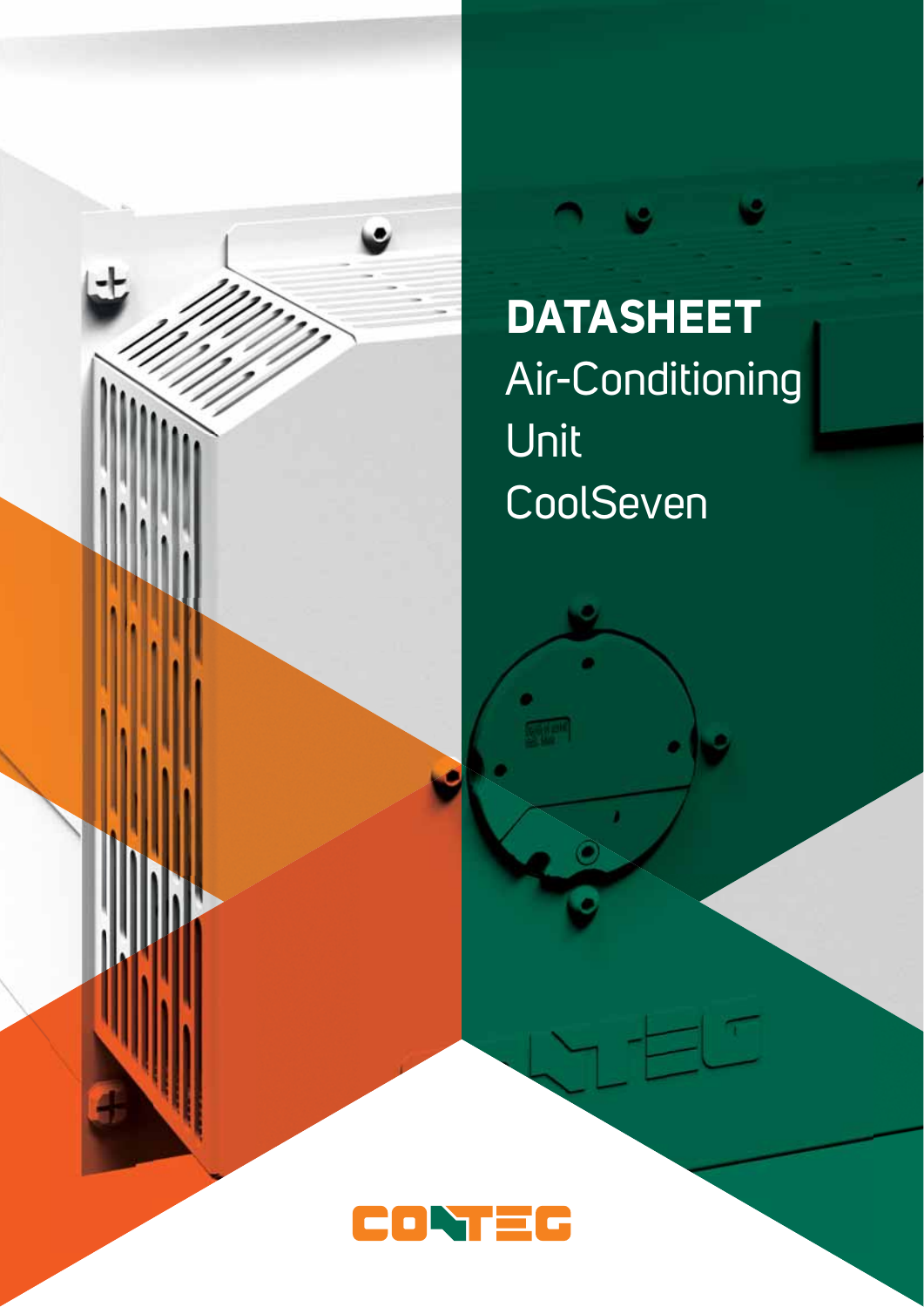# DATASHEET

Air-Conditioning Unit CoolSeven

CONTEG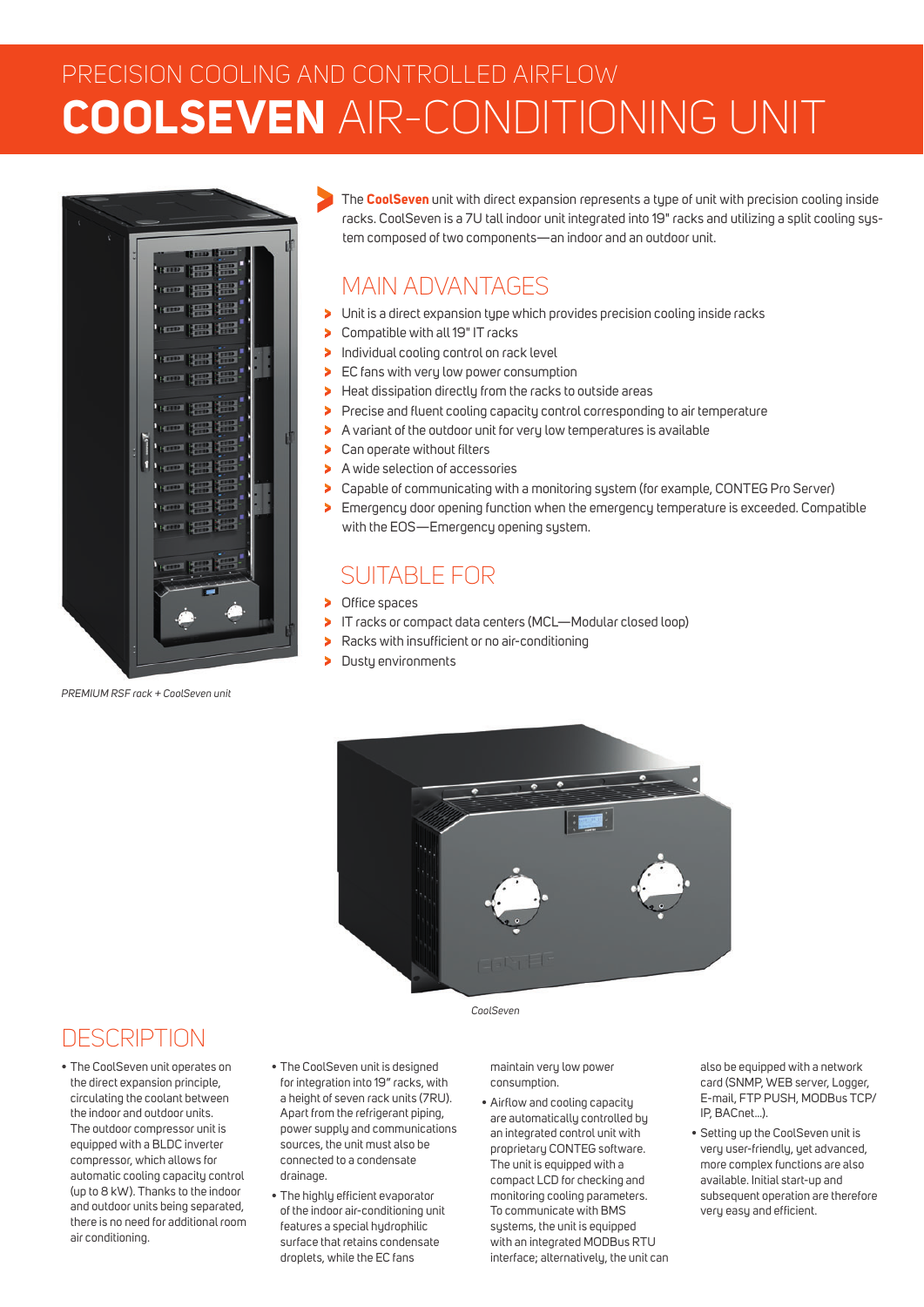PRECISION COOLING AND CONTROLLED AIRFLOW

# **COOLSEVEN** AIR-CONDITIONING UNIT

PREMIUM RSF rack + CoolSeven unit

The **CoolSeven** unit with direct expansion represents a type of unit with precision cooling inside racks. CoolSeven is a 7U tall indoor unit integrated into 19" racks and utilizing a split cooling system composed of two components—an indoor and an outdoor unit.

## MAIN ADVANTAGES

- Unit is a direct expansion type which provides precision cooling inside racks
- Compatible with all 19" IT racks
- Individual cooling control on rack level
- EC fans with very low power consumption
- Heat dissipation directly from the racks to outside areas
- Precise and fluent cooling capacity control corresponding to air temperature
- A variant of the outdoor unit for very low temperatures is available
- Can operate without filters
- A wide selection of accessories
- Capable of communicating with a monitoring system (for example, CONTEG Pro Server)
- Emergency door opening function when the emergency temperature is exceeded. Compatible with the EOS—Emergency opening system.

## SUITABLE FOR

- Office spaces
- IT racks or compact data centers (MCL—Modular closed loop)
- Racks with insufficient or no air-conditioning
- Dusty environments

CoolSeven

## DESCRIPTION

- The CoolSeven unit operates on the direct expansion principle, circulating the coolant between the indoor and outdoor units. The outdoor compressor unit is equipped with a BLDC inverter compressor, which allows for automatic cooling capacity control (up to 8 kW). Thanks to the indoor and outdoor units being separated, there is no need for additional room air conditioning.
- The CoolSeven unit is designed for integration into 19" racks, with a height of seven rack units (7RU). Apart from the refrigerant piping, power supply and communications sources, the unit must also be connected to a condensate drainage.
- The highly efficient evaporator of the indoor air-conditioning unit features a special hydrophilic surface that retains condensate droplets, while the EC fans maintain very low power consumption.
- Airflow and cooling capacity are automatically controlled by an integrated control unit with proprietary CONTEG software. The unit is equipped with a compact LCD for checking and monitoring cooling parameters. To communicate with BMS systems, the unit is equipped with an integrated MODBus RTU interface; alternatively, the unit can also be equipped with a network card (SNMP, WEB server, Logger, E-mail, FTP PUSH, MODBus TCP/IP, BACnet…).
- Setting up the CoolSeven unit is very user-friendly, yet advanced, more complex functions are also available. Initial start-up and subsequent operation are therefore very easy and efficient.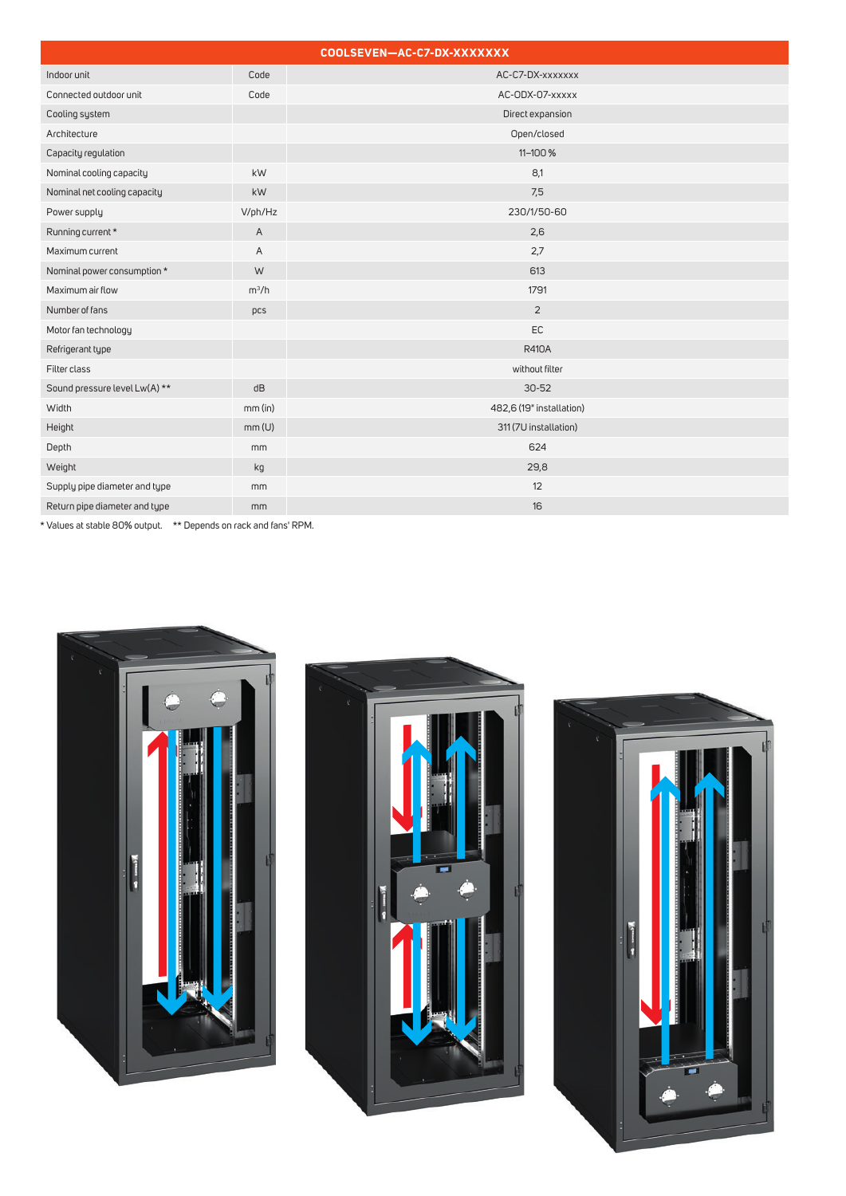| COOLSEVEN—AC-C7-DX-XXXXXXX | | |
|---|---|---|
| Indoor unit | Code | AC-C7-DX-xxxxxxx |
| Connected outdoor unit | Code | AC-ODX-07-xxxxx |
| Cooling system | | Direct expansion |
| Architecture | | Open/closed |
| Capacity regulation | | 11–100 % |
| Nominal cooling capacity | kW | 8,1 |
| Nominal net cooling capacity | kW | 7,5 |
| Power supply | V/ph/Hz | 230/1/50-60 |
| Running current * | A | 2,6 |
| Maximum current | A | 2,7 |
| Nominal power consumption * | W | 613 |
| Maximum air flow | m³/h | 1791 |
| Number of fans | pcs | 2 |
| Motor fan technology | | EC |
| Refrigerant type | | R410A |
| Filter class | | without filter |
| Sound pressure level Lw(A) ** | dB | 30-52 |
| Width | mm (in) | 482,6 (19" installation) |
| Height | mm (U) | 311 (7U installation) |
| Depth | mm | 624 |
| Weight | kg | 29,8 |
| Supply pipe diameter and type | mm | 12 |
| Return pipe diameter and type | mm | 16 |

* Values at stable 80% output. ** Depends on rack and fans' RPM.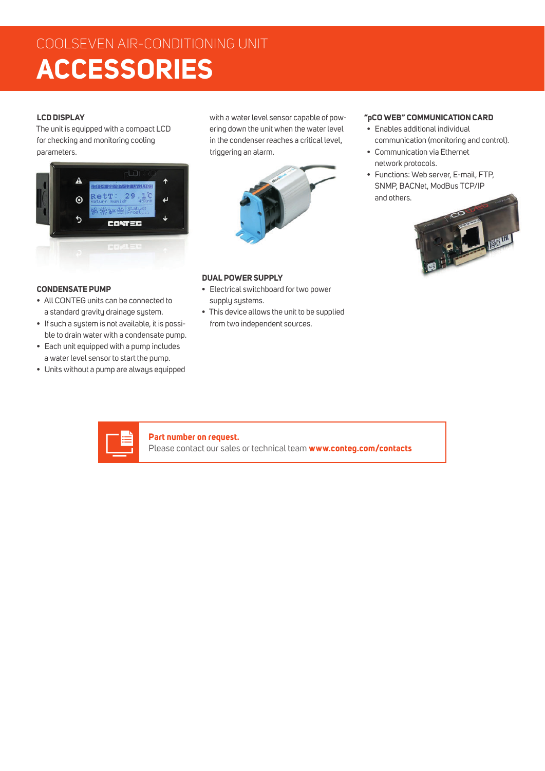COOLSEVEN AIR-CONDITIONING UNIT

# ACCESSORIES

### LCD DISPLAY

The unit is equipped with a compact LCD for checking and monitoring cooling parameters.

### CONDENSATE PUMP

- All CONTEG units can be connected to a standard gravity drainage system.
- If such a system is not available, it is possible to drain water with a condensate pump.
- Each unit equipped with a pump includes a water level sensor to start the pump.
- Units without a pump are always equipped with a water level sensor capable of powering down the unit when the water level in the condenser reaches a critical level, triggering an alarm.

### DUAL POWER SUPPLY

- Electrical switchboard for two power supply systems.
- This device allows the unit to be supplied from two independent sources.

### "pCO WEB" COMMUNICATION CARD

- Enables additional individual communication (monitoring and control).
- Communication via Ethernet network protocols.
- Functions: Web server, E-mail, FTP, SNMP, BACNet, ModBus TCP/IP and others.

**Part number on request.**
Please contact our sales or technical team **www.conteg.com/contacts**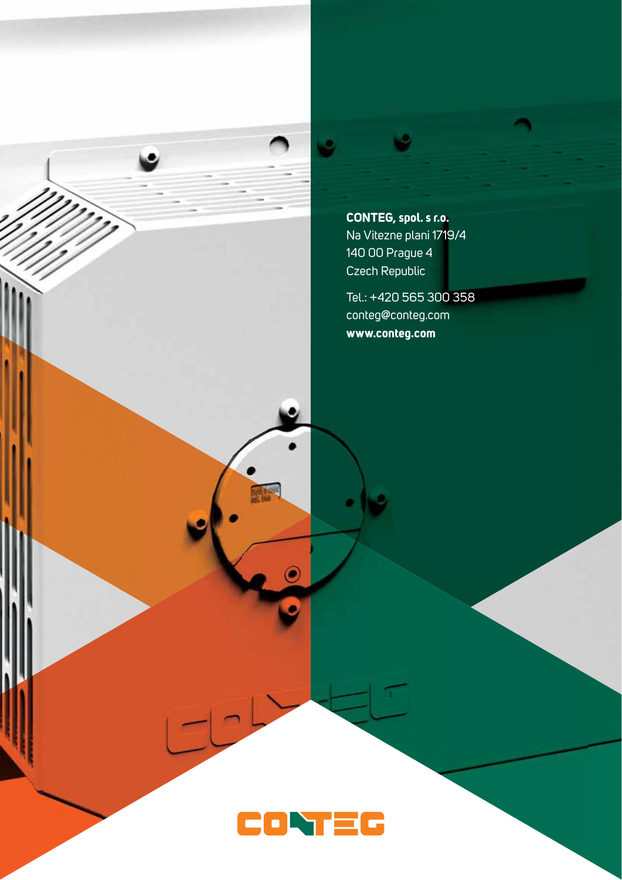**CONTEG, spol. s r.o.**
Na Vitezne plani 1719/4
140 00 Prague 4
Czech Republic

Tel.: +420 565 300 358
conteg@conteg.com
**www.conteg.com**

CONTEG